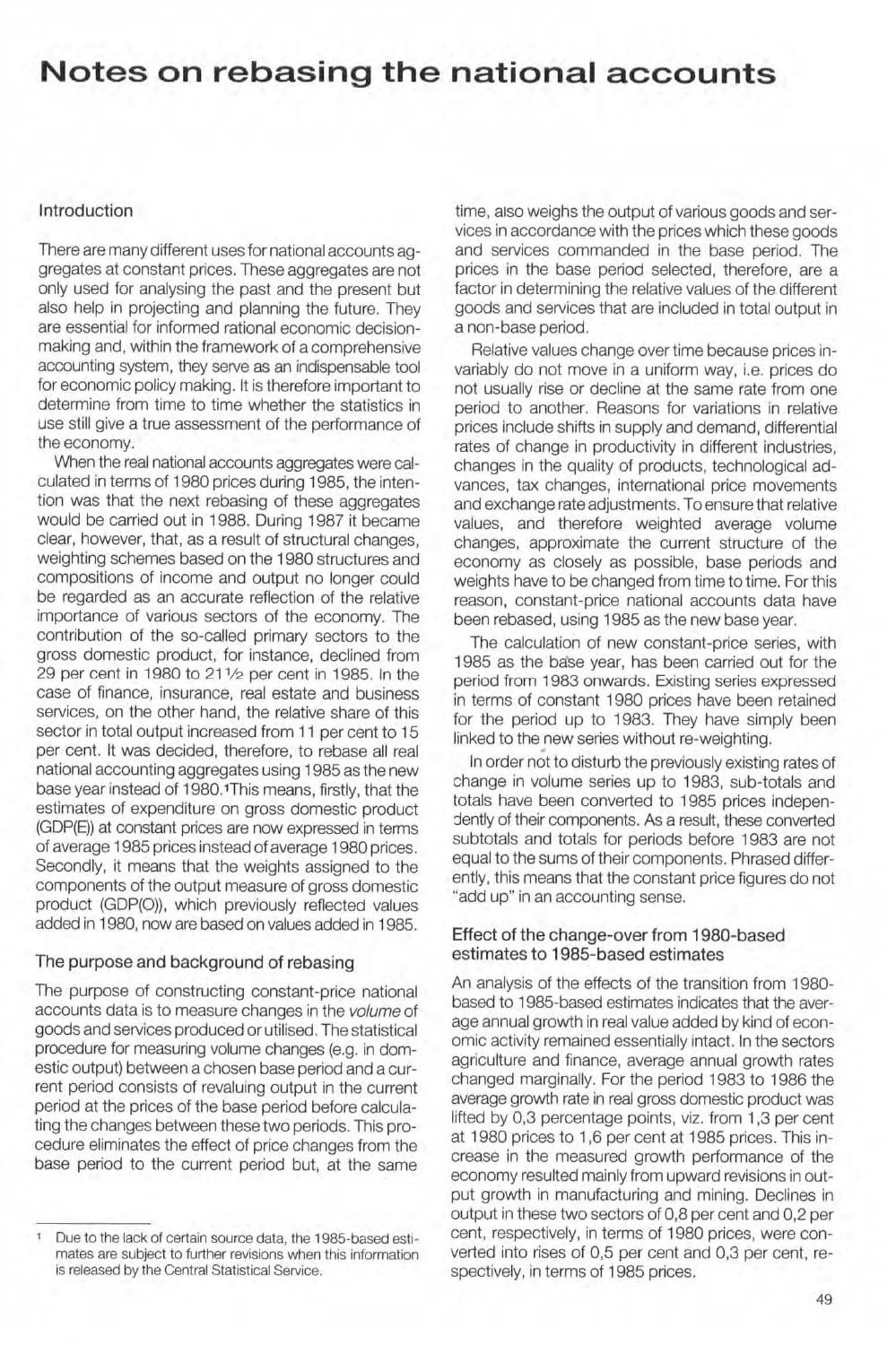# Notes on rebasing the national accounts

## Introduction

There are many different uses for national accounts aggregates at constant prices. These aggregates are not only used for analysing the past and the present but also help in projecting and planning the future. They are essential for informed rational economic decision-making and, within the framework of a comprehensive accounting system, they serve as an indispensable tool for economic policy making. It is therefore important to determine from time to time whether the statistics in use still give a true assessment of the performance of the economy.

When the real national accounts aggregates were calculated in terms of 1980 prices during 1985, the intention was that the next rebasing of these aggregates would be carried out in 1988. During 1987 it became clear, however, that, as a result of structural changes, weighting schemes based on the 1980 structures and compositions of income and output no longer could be regarded as an accurate reflection of the relative importance of various sectors of the economy. The contribution of the so-called primary sectors to the gross domestic product, for instance, declined from 29 per cent in 1980 to 21½ per cent in 1985. In the case of finance, insurance, real estate and business services, on the other hand, the relative share of this sector in total output increased from 11 per cent to 15 per cent. It was decided, therefore, to rebase all real national accounting aggregates using 1985 as the new base year instead of 1980.[1] This means, firstly, that the estimates of expenditure on gross domestic product (GDP(E)) at constant prices are now expressed in terms of average 1985 prices instead of average 1980 prices. Secondly, it means that the weights assigned to the components of the output measure of gross domestic product (GDP(O)), which previously reflected values added in 1980, now are based on values added in 1985.

## The purpose and background of rebasing

The purpose of constructing constant-price national accounts data is to measure changes in the *volume* of goods and services produced or utilised. The statistical procedure for measuring volume changes (e.g. in domestic output) between a chosen base period and a current period consists of revaluing output in the current period at the prices of the base period before calculating the changes between these two periods. This procedure eliminates the effect of price changes from the base period to the current period but, at the same time, also weighs the output of various goods and services in accordance with the prices which these goods and services commanded in the base period. The prices in the base period selected, therefore, are a factor in determining the relative values of the different goods and services that are included in total output in a non-base period.

Relative values change over time because prices invariably do not move in a uniform way, i.e. prices do not usually rise or decline at the same rate from one period to another. Reasons for variations in relative prices include shifts in supply and demand, differential rates of change in productivity in different industries, changes in the quality of products, technological advances, tax changes, international price movements and exchange rate adjustments. To ensure that relative values, and therefore weighted average volume changes, approximate the current structure of the economy as closely as possible, base periods and weights have to be changed from time to time. For this reason, constant-price national accounts data have been rebased, using 1985 as the new base year.

The calculation of new constant-price series, with 1985 as the base year, has been carried out for the period from 1983 onwards. Existing series expressed in terms of constant 1980 prices have been retained for the period up to 1983. They have simply been linked to the new series without re-weighting.

In order not to disturb the previously existing rates of change in volume series up to 1983, sub-totals and totals have been converted to 1985 prices independently of their components. As a result, these converted subtotals and totals for periods before 1983 are not equal to the sums of their components. Phrased differently, this means that the constant price figures do not "add up" in an accounting sense.

## Effect of the change-over from 1980-based estimates to 1985-based estimates

An analysis of the effects of the transition from 1980-based to 1985-based estimates indicates that the average annual growth in real value added by kind of economic activity remained essentially intact. In the sectors agriculture and finance, average annual growth rates changed marginally. For the period 1983 to 1986 the average growth rate in real gross domestic product was lifted by 0,3 percentage points, viz. from 1,3 per cent at 1980 prices to 1,6 per cent at 1985 prices. This increase in the measured growth performance of the economy resulted mainly from upward revisions in output growth in manufacturing and mining. Declines in output in these two sectors of 0,8 per cent and 0,2 per cent, respectively, in terms of 1980 prices, were converted into rises of 0,5 per cent and 0,3 per cent, respectively, in terms of 1985 prices.

[1] Due to the lack of certain source data, the 1985-based estimates are subject to further revisions when this information is released by the Central Statistical Service.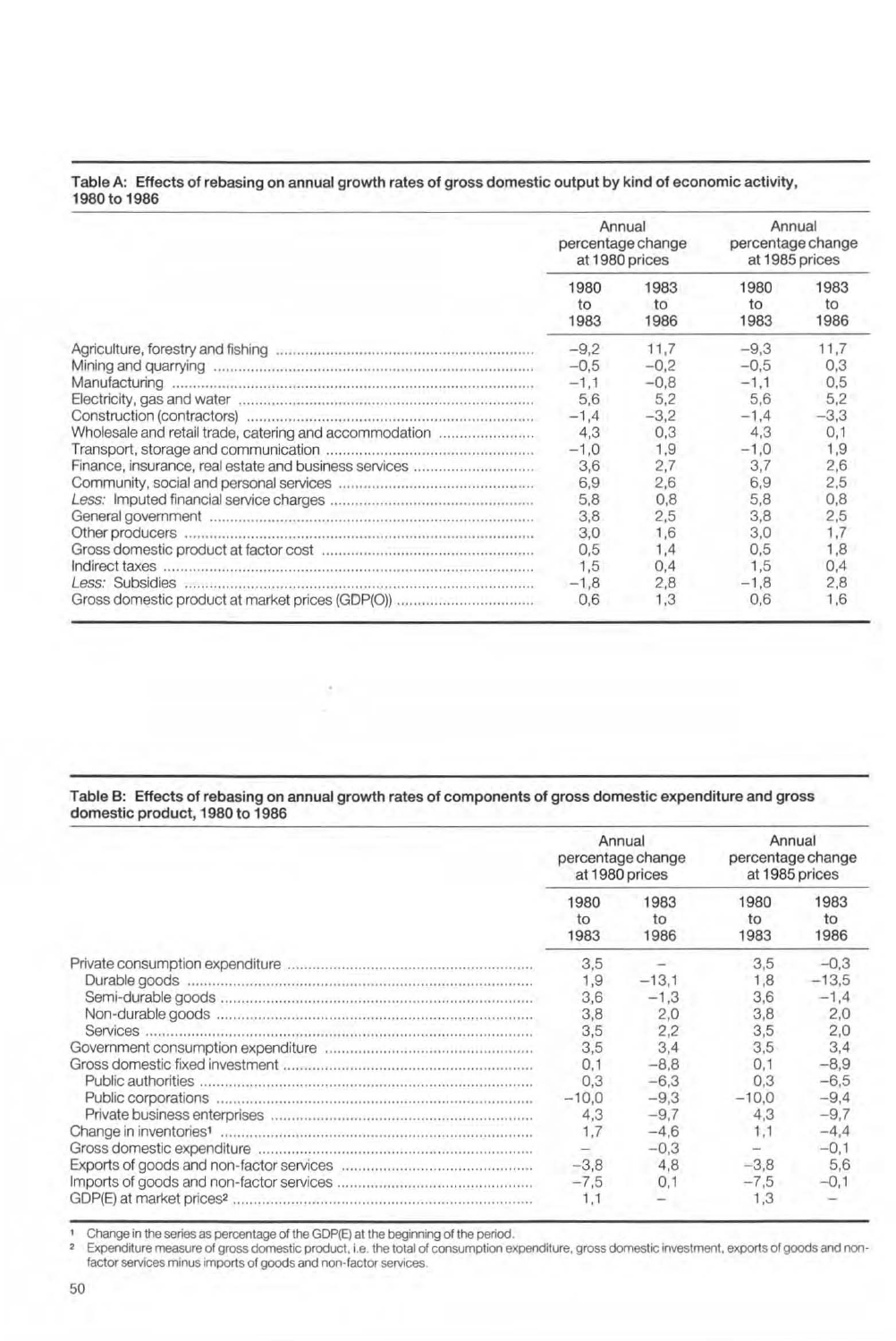**Table A: Effects of rebasing on annual growth rates of gross domestic output by kind of economic activity, 1980 to 1986**

| | Annual percentage change at 1980 prices | | Annual percentage change at 1985 prices | |
|---|---|---|---|---|
| | 1980 to 1983 | 1983 to 1986 | 1980 to 1983 | 1983 to 1986 |
| Agriculture, forestry and fishing | –9,2 | 11,7 | –9,3 | 11,7 |
| Mining and quarrying | –0,5 | –0,2 | –0,5 | 0,3 |
| Manufacturing | –1,1 | –0,8 | –1,1 | 0,5 |
| Electricity, gas and water | 5,6 | 5,2 | 5,6 | 5,2 |
| Construction (contractors) | –1,4 | –3,2 | –1,4 | –3,3 |
| Wholesale and retail trade, catering and accommodation | 4,3 | 0,3 | 4,3 | 0,1 |
| Transport, storage and communication | –1,0 | 1,9 | –1,0 | 1,9 |
| Finance, insurance, real estate and business services | 3,6 | 2,7 | 3,7 | 2,6 |
| Community, social and personal services | 6,9 | 2,6 | 6,9 | 2,5 |
| *Less:* Imputed financial service charges | 5,8 | 0,8 | 5,8 | 0,8 |
| General government | 3,8 | 2,5 | 3,8 | 2,5 |
| Other producers | 3,0 | 1,6 | 3,0 | 1,7 |
| Gross domestic product at factor cost | 0,5 | 1,4 | 0,5 | 1,8 |
| Indirect taxes | 1,5 | 0,4 | 1,5 | 0,4 |
| *Less:* Subsidies | –1,8 | 2,8 | –1,8 | 2,8 |
| Gross domestic product at market prices (GDP(O)) | 0,6 | 1,3 | 0,6 | 1,6 |

**Table B: Effects of rebasing on annual growth rates of components of gross domestic expenditure and gross domestic product, 1980 to 1986**

| | Annual percentage change at 1980 prices | | Annual percentage change at 1985 prices | |
|---|---|---|---|---|
| | 1980 to 1983 | 1983 to 1986 | 1980 to 1983 | 1983 to 1986 |
| Private consumption expenditure | 3,5 | – | 3,5 | –0,3 |
| Durable goods | 1,9 | –13,1 | 1,8 | –13,5 |
| Semi-durable goods | 3,6 | –1,3 | 3,6 | –1,4 |
| Non-durable goods | 3,8 | 2,0 | 3,8 | 2,0 |
| Services | 3,5 | 2,2 | 3,5 | 2,0 |
| Government consumption expenditure | 3,5 | 3,4 | 3,5 | 3,4 |
| Gross domestic fixed investment | 0,1 | –8,8 | 0,1 | –8,9 |
| Public authorities | 0,3 | –6,3 | 0,3 | –6,5 |
| Public corporations | –10,0 | –9,3 | –10,0 | –9,4 |
| Private business enterprises | 4,3 | –9,7 | 4,3 | –9,7 |
| Change in inventories[1] | 1,7 | –4,6 | 1,1 | –4,4 |
| Gross domestic expenditure | – | –0,3 | – | –0,1 |
| Exports of goods and non-factor services | –3,8 | 4,8 | –3,8 | 5,6 |
| Imports of goods and non-factor services | –7,5 | 0,1 | –7,5 | –0,1 |
| GDP(E) at market prices[2] | 1,1 | – | 1,3 | – |

[1] Change in the series as percentage of the GDP(E) at the beginning of the period.

[2] Expenditure measure of gross domestic product, i.e. the total of consumption expenditure, gross domestic investment, exports of goods and non-factor services minus imports of goods and non-factor services.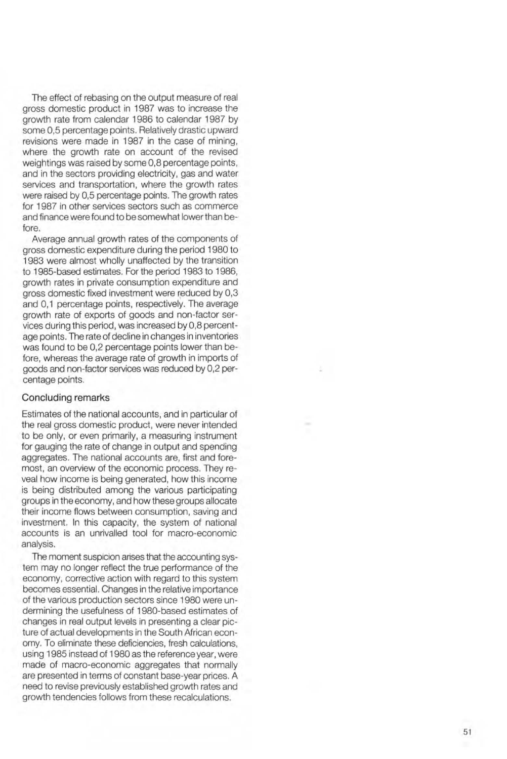The effect of rebasing on the output measure of real gross domestic product in 1987 was to increase the growth rate from calendar 1986 to calendar 1987 by some 0,5 percentage points. Relatively drastic upward revisions were made in 1987 in the case of mining, where the growth rate on account of the revised weightings was raised by some 0,8 percentage points, and in the sectors providing electricity, gas and water services and transportation, where the growth rates were raised by 0,5 percentage points. The growth rates for 1987 in other services sectors such as commerce and finance were found to be somewhat lower than before.

Average annual growth rates of the components of gross domestic expenditure during the period 1980 to 1983 were almost wholly unaffected by the transition to 1985-based estimates. For the period 1983 to 1986, growth rates in private consumption expenditure and gross domestic fixed investment were reduced by 0,3 and 0,1 percentage points, respectively. The average growth rate of exports of goods and non-factor services during this period, was increased by 0,8 percentage points. The rate of decline in changes in inventories was found to be 0,2 percentage points lower than before, whereas the average rate of growth in imports of goods and non-factor services was reduced by 0,2 percentage points.

## Concluding remarks

Estimates of the national accounts, and in particular of the real gross domestic product, were never intended to be only, or even primarily, a measuring instrument for gauging the rate of change in output and spending aggregates. The national accounts are, first and foremost, an overview of the economic process. They reveal how income is being generated, how this income is being distributed among the various participating groups in the economy, and how these groups allocate their income flows between consumption, saving and investment. In this capacity, the system of national accounts is an unrivalled tool for macro-economic analysis.

The moment suspicion arises that the accounting system may no longer reflect the true performance of the economy, corrective action with regard to this system becomes essential. Changes in the relative importance of the various production sectors since 1980 were undermining the usefulness of 1980-based estimates of changes in real output levels in presenting a clear picture of actual developments in the South African economy. To eliminate these deficiencies, fresh calculations, using 1985 instead of 1980 as the reference year, were made of macro-economic aggregates that normally are presented in terms of constant base-year prices. A need to revise previously established growth rates and growth tendencies follows from these recalculations.